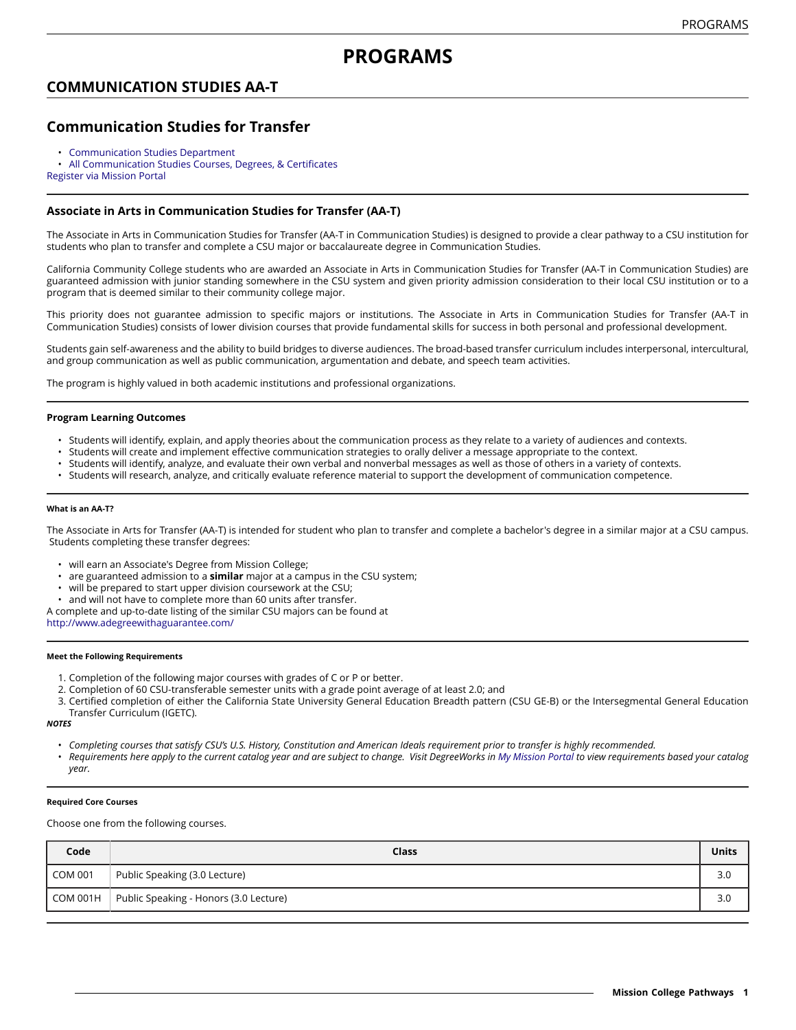# PROGRAMS

## COMMUNICATION STUDIES AA-T

## Communication Studies for Transfer

- Communication Studies Department
- All Communication Studies Courses, Degrees, & Certificates

Register via Mission Portal

### Associate in Arts in Communication Studies for Transfer (AA-T)

The Associate in Arts in Communication Studies for Transfer (AA-T in Communication Studies) is designed to provide a clear pathway to a CSU institution for students who plan to transfer and complete a CSU major or baccalaureate degree in Communication Studies.

California Community College students who are awarded an Associate in Arts in Communication Studies for Transfer (AA-T in Communication Studies) are guaranteed admission with junior standing somewhere in the CSU system and given priority admission consideration to their local CSU institution or to a program that is deemed similar to their community college major.

This priority does not guarantee admission to specific majors or institutions. The Associate in Arts in Communication Studies for Transfer (AA-T in Communication Studies) consists of lower division courses that provide fundamental skills for success in both personal and professional development.

Students gain self-awareness and the ability to build bridges to diverse audiences. The broad-based transfer curriculum includes interpersonal, intercultural, and group communication as well as public communication, argumentation and debate, and speech team activities.

The program is highly valued in both academic institutions and professional organizations.

#### Program Learning Outcomes

- Students will identify, explain, and apply theories about the communication process as they relate to a variety of audiences and contexts.
- Students will create and implement effective communication strategies to orally deliver a message appropriate to the context.
- Students will identify, analyze, and evaluate their own verbal and nonverbal messages as well as those of others in a variety of contexts.
- Students will research, analyze, and critically evaluate reference material to support the development of communication competence.

##### What is an AA-T?

The Associate in Arts for Transfer (AA-T) is intended for student who plan to transfer and complete a bachelor's degree in a similar major at a CSU campus. Students completing these transfer degrees:

- will earn an Associate's Degree from Mission College;
- are guaranteed admission to a **similar** major at a campus in the CSU system;
- will be prepared to start upper division coursework at the CSU;
- and will not have to complete more than 60 units after transfer.

A complete and up-to-date listing of the similar CSU majors can be found at http://www.adegreewithaguarantee.com/

##### Meet the Following Requirements

1. Completion of the following major courses with grades of C or P or better.
2. Completion of 60 CSU-transferable semester units with a grade point average of at least 2.0; and
3. Certified completion of either the California State University General Education Breadth pattern (CSU GE-B) or the Intersegmental General Education Transfer Curriculum (IGETC).

***NOTES***

- *Completing courses that satisfy CSU's U.S. History, Constitution and American Ideals requirement prior to transfer is highly recommended.*
- *Requirements here apply to the current catalog year and are subject to change. Visit DegreeWorks in My Mission Portal to view requirements based your catalog year.*

##### Required Core Courses

Choose one from the following courses.

| Code | Class | Units |
|---|---|---|
| COM 001 | Public Speaking (3.0 Lecture) | 3.0 |
| COM 001H | Public Speaking - Honors (3.0 Lecture) | 3.0 |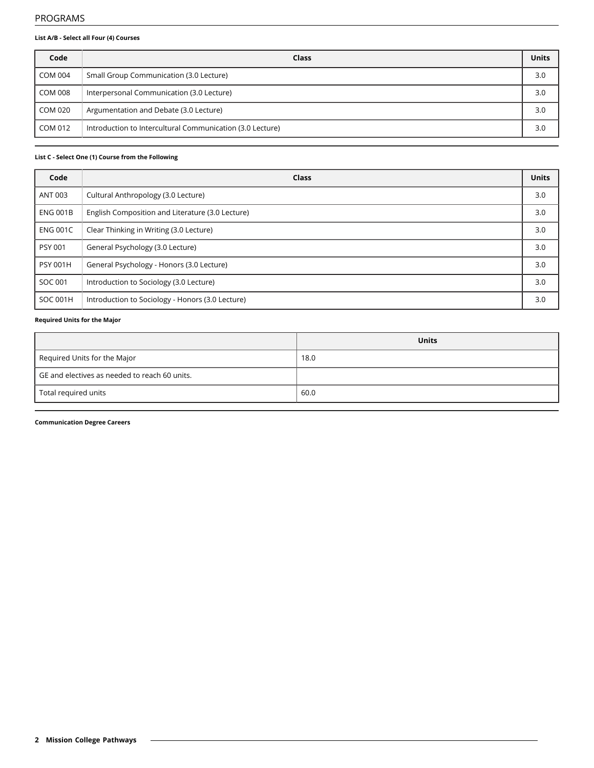#### List A/B - Select all Four (4) Courses

| Code | Class | Units |
| --- | --- | --- |
| COM 004 | Small Group Communication (3.0 Lecture) | 3.0 |
| COM 008 | Interpersonal Communication (3.0 Lecture) | 3.0 |
| COM 020 | Argumentation and Debate (3.0 Lecture) | 3.0 |
| COM 012 | Introduction to Intercultural Communication (3.0 Lecture) | 3.0 |

#### List C - Select One (1) Course from the Following

| Code | Class | Units |
| --- | --- | --- |
| ANT 003 | Cultural Anthropology (3.0 Lecture) | 3.0 |
| ENG 001B | English Composition and Literature (3.0 Lecture) | 3.0 |
| ENG 001C | Clear Thinking in Writing (3.0 Lecture) | 3.0 |
| PSY 001 | General Psychology (3.0 Lecture) | 3.0 |
| PSY 001H | General Psychology - Honors (3.0 Lecture) | 3.0 |
| SOC 001 | Introduction to Sociology (3.0 Lecture) | 3.0 |
| SOC 001H | Introduction to Sociology - Honors (3.0 Lecture) | 3.0 |

#### Required Units for the Major

| | Units |
| --- | --- |
| Required Units for the Major | 18.0 |
| GE and electives as needed to reach 60 units. | |
| Total required units | 60.0 |

#### Communication Degree Careers